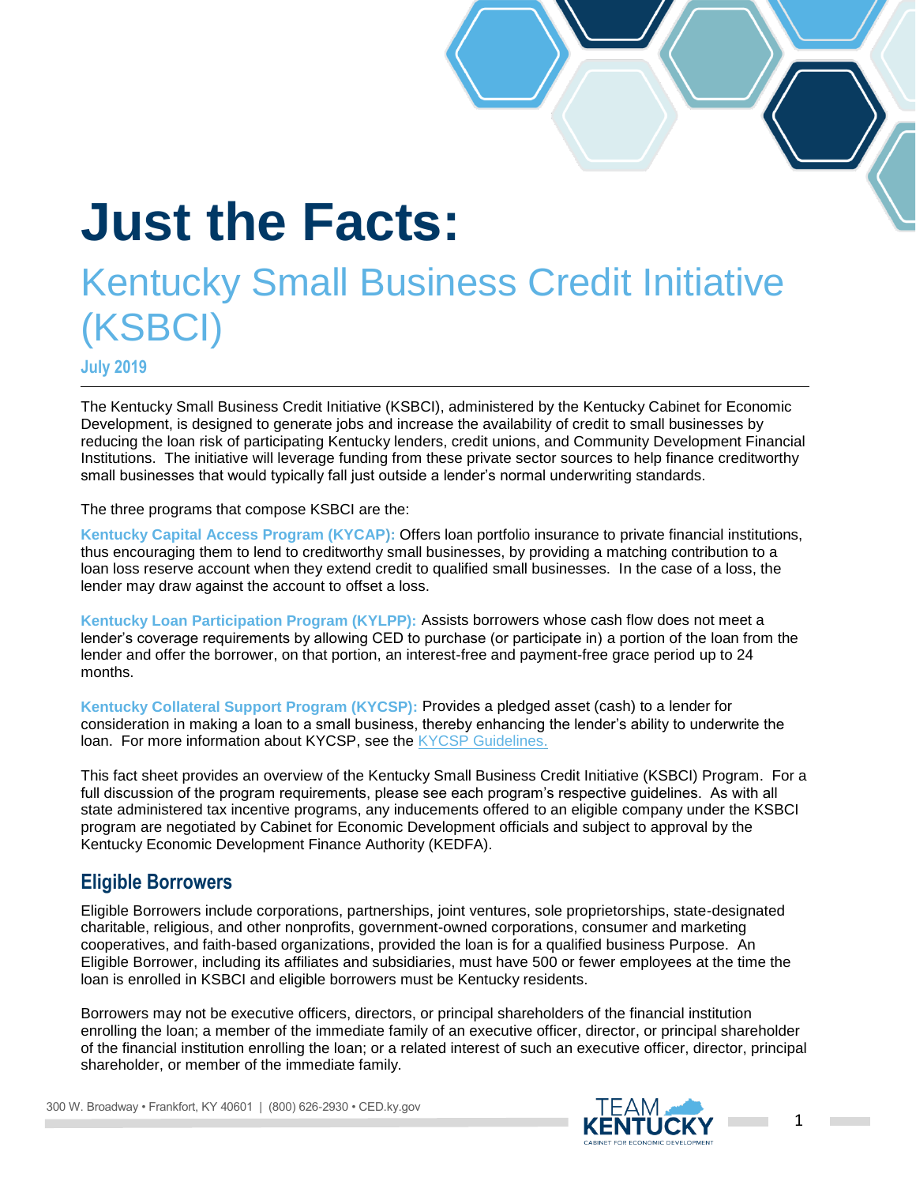# Just the Facts:

## Kentucky Small Business Credit Initiative (KSBCI)

**July 2019**

---

The Kentucky Small Business Credit Initiative (KSBCI), administered by the Kentucky Cabinet for Economic Development, is designed to generate jobs and increase the availability of credit to small businesses by reducing the loan risk of participating Kentucky lenders, credit unions, and Community Development Financial Institutions. The initiative will leverage funding from these private sector sources to help finance creditworthy small businesses that would typically fall just outside a lender's normal underwriting standards.

The three programs that compose KSBCI are the:

**Kentucky Capital Access Program (KYCAP):** Offers loan portfolio insurance to private financial institutions, thus encouraging them to lend to creditworthy small businesses, by providing a matching contribution to a loan loss reserve account when they extend credit to qualified small businesses. In the case of a loss, the lender may draw against the account to offset a loss.

**Kentucky Loan Participation Program (KYLPP):** Assists borrowers whose cash flow does not meet a lender's coverage requirements by allowing CED to purchase (or participate in) a portion of the loan from the lender and offer the borrower, on that portion, an interest-free and payment-free grace period up to 24 months.

**Kentucky Collateral Support Program (KYCSP):** Provides a pledged asset (cash) to a lender for consideration in making a loan to a small business, thereby enhancing the lender's ability to underwrite the loan. For more information about KYCSP, see the KYCSP Guidelines.

This fact sheet provides an overview of the Kentucky Small Business Credit Initiative (KSBCI) Program. For a full discussion of the program requirements, please see each program's respective guidelines. As with all state administered tax incentive programs, any inducements offered to an eligible company under the KSBCI program are negotiated by Cabinet for Economic Development officials and subject to approval by the Kentucky Economic Development Finance Authority (KEDFA).

## Eligible Borrowers

Eligible Borrowers include corporations, partnerships, joint ventures, sole proprietorships, state-designated charitable, religious, and other nonprofits, government-owned corporations, consumer and marketing cooperatives, and faith-based organizations, provided the loan is for a qualified business Purpose. An Eligible Borrower, including its affiliates and subsidiaries, must have 500 or fewer employees at the time the loan is enrolled in KSBCI and eligible borrowers must be Kentucky residents.

Borrowers may not be executive officers, directors, or principal shareholders of the financial institution enrolling the loan; a member of the immediate family of an executive officer, director, or principal shareholder of the financial institution enrolling the loan; or a related interest of such an executive officer, director, principal shareholder, or member of the immediate family.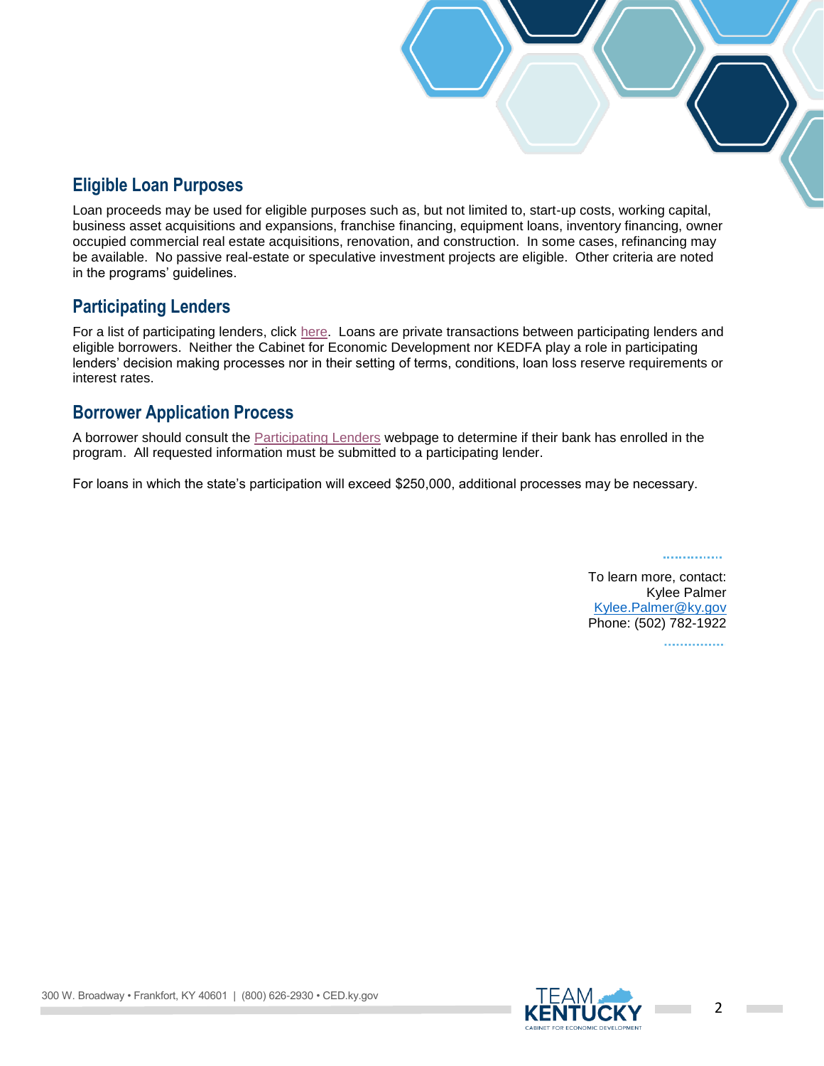## Eligible Loan Purposes

Loan proceeds may be used for eligible purposes such as, but not limited to, start-up costs, working capital, business asset acquisitions and expansions, franchise financing, equipment loans, inventory financing, owner occupied commercial real estate acquisitions, renovation, and construction. In some cases, refinancing may be available. No passive real-estate or speculative investment projects are eligible. Other criteria are noted in the programs' guidelines.

## Participating Lenders

For a list of participating lenders, click here. Loans are private transactions between participating lenders and eligible borrowers. Neither the Cabinet for Economic Development nor KEDFA play a role in participating lenders' decision making processes nor in their setting of terms, conditions, loan loss reserve requirements or interest rates.

## Borrower Application Process

A borrower should consult the Participating Lenders webpage to determine if their bank has enrolled in the program. All requested information must be submitted to a participating lender.

For loans in which the state's participation will exceed $250,000, additional processes may be necessary.

To learn more, contact:
Kylee Palmer
Kylee.Palmer@ky.gov
Phone: (502) 782-1922

300 W. Broadway • Frankfort, KY 40601 | (800) 626-2930 • CED.ky.gov

TEAM KENTUCKY
CABINET FOR ECONOMIC DEVELOPMENT